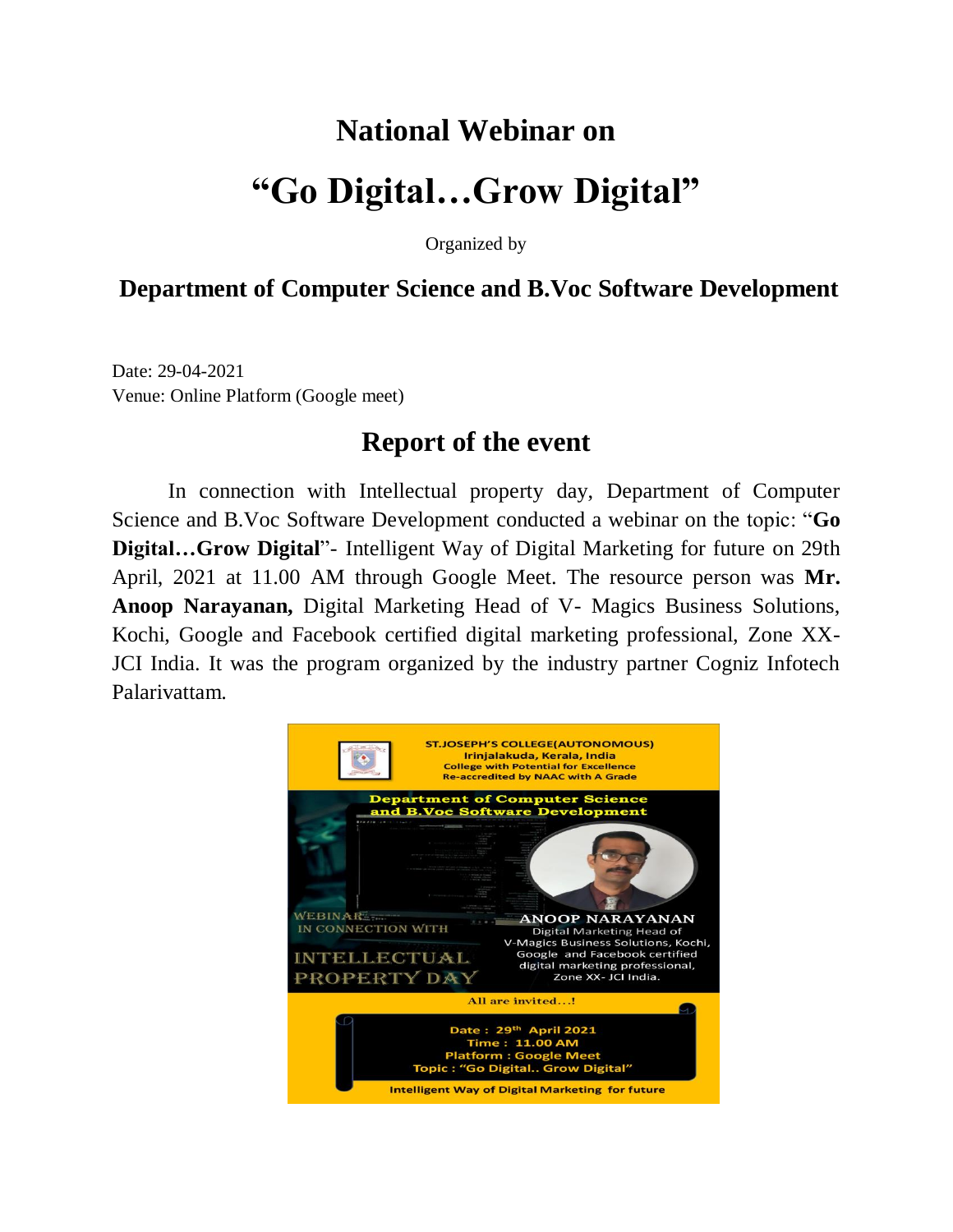# National Webinar on

# "Go Digital…Grow Digital"

Organized by

## Department of Computer Science and B.Voc Software Development

Date: 29-04-2021
Venue: Online Platform (Google meet)

## Report of the event

In connection with Intellectual property day, Department of Computer Science and B.Voc Software Development conducted a webinar on the topic: "**Go Digital…Grow Digital**"- Intelligent Way of Digital Marketing for future on 29th April, 2021 at 11.00 AM through Google Meet. The resource person was **Mr. Anoop Narayanan,** Digital Marketing Head of V- Magics Business Solutions, Kochi, Google and Facebook certified digital marketing professional, Zone XX-JCI India. It was the program organized by the industry partner Cogniz Infotech Palarivattam.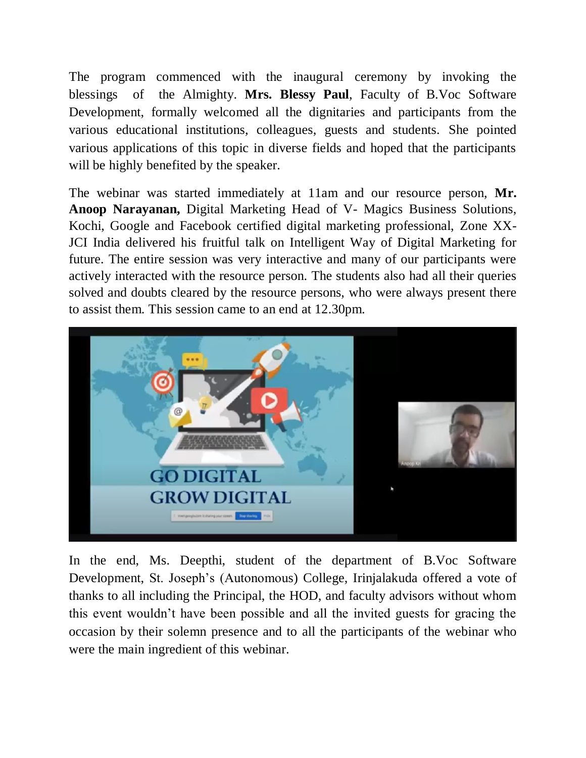The program commenced with the inaugural ceremony by invoking the blessings of the Almighty. **Mrs. Blessy Paul**, Faculty of B.Voc Software Development, formally welcomed all the dignitaries and participants from the various educational institutions, colleagues, guests and students. She pointed various applications of this topic in diverse fields and hoped that the participants will be highly benefited by the speaker.

The webinar was started immediately at 11am and our resource person, **Mr. Anoop Narayanan,** Digital Marketing Head of V- Magics Business Solutions, Kochi, Google and Facebook certified digital marketing professional, Zone XX-JCI India delivered his fruitful talk on Intelligent Way of Digital Marketing for future. The entire session was very interactive and many of our participants were actively interacted with the resource person. The students also had all their queries solved and doubts cleared by the resource persons, who were always present there to assist them. This session came to an end at 12.30pm.

In the end, Ms. Deepthi, student of the department of B.Voc Software Development, St. Joseph's (Autonomous) College, Irinjalakuda offered a vote of thanks to all including the Principal, the HOD, and faculty advisors without whom this event wouldn't have been possible and all the invited guests for gracing the occasion by their solemn presence and to all the participants of the webinar who were the main ingredient of this webinar.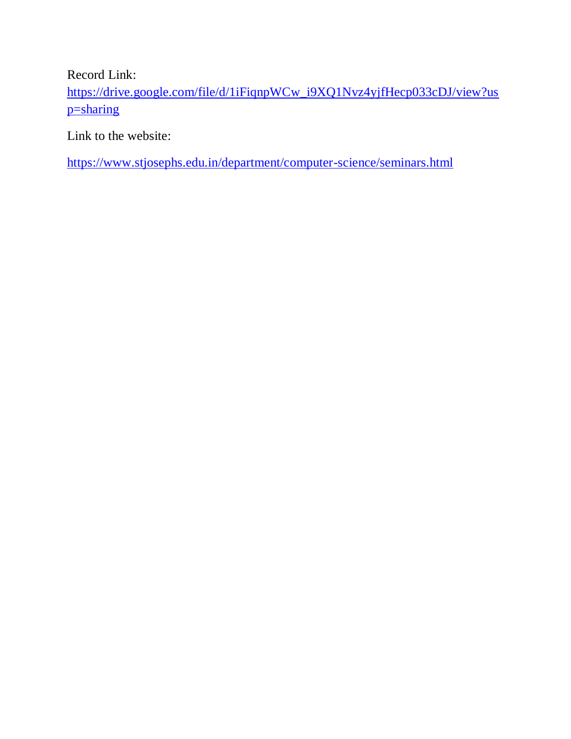Record Link:
https://drive.google.com/file/d/1iFiqnpWCw_i9XQ1Nvz4yjfHecp033cDJ/view?usp=sharing

Link to the website:

https://www.stjosephs.edu.in/department/computer-science/seminars.html